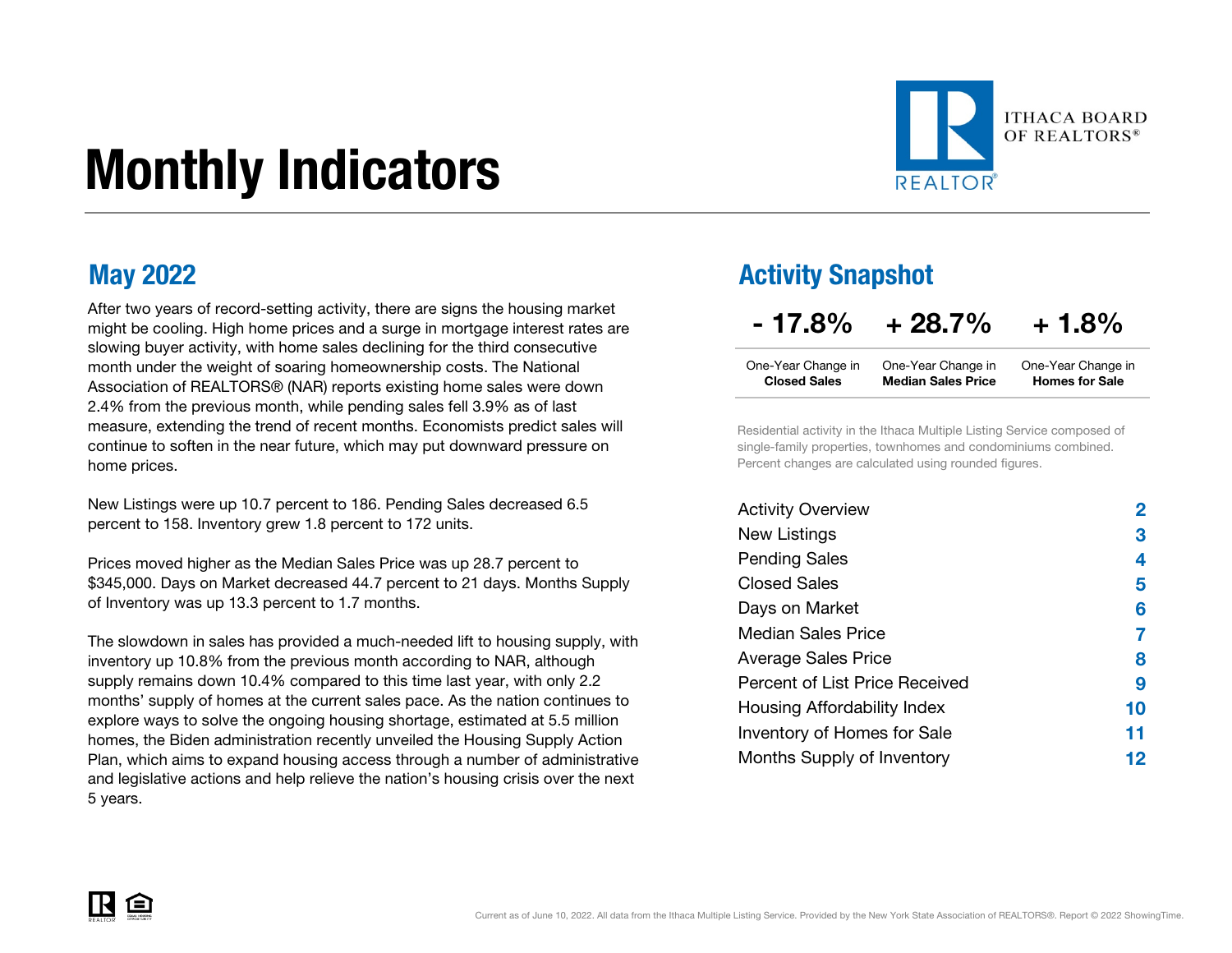# Monthly Indicators

ITHACA BOARD OF REALTORS®

## May 2022

After two years of record-setting activity, there are signs the housing market might be cooling. High home prices and a surge in mortgage interest rates are slowing buyer activity, with home sales declining for the third consecutive month under the weight of soaring homeownership costs. The National Association of REALTORS® (NAR) reports existing home sales were down 2.4% from the previous month, while pending sales fell 3.9% as of last measure, extending the trend of recent months. Economists predict sales will continue to soften in the near future, which may put downward pressure on home prices.

New Listings were up 10.7 percent to 186. Pending Sales decreased 6.5 percent to 158. Inventory grew 1.8 percent to 172 units.

Prices moved higher as the Median Sales Price was up 28.7 percent to $345,000. Days on Market decreased 44.7 percent to 21 days. Months Supply of Inventory was up 13.3 percent to 1.7 months.

The slowdown in sales has provided a much-needed lift to housing supply, with inventory up 10.8% from the previous month according to NAR, although supply remains down 10.4% compared to this time last year, with only 2.2 months' supply of homes at the current sales pace. As the nation continues to explore ways to solve the ongoing housing shortage, estimated at 5.5 million homes, the Biden administration recently unveiled the Housing Supply Action Plan, which aims to expand housing access through a number of administrative and legislative actions and help relieve the nation's housing crisis over the next 5 years.

## Activity Snapshot

| - 17.8% | + 28.7% | + 1.8% |
|---|---|---|
| One-Year Change in **Closed Sales** | One-Year Change in **Median Sales Price** | One-Year Change in **Homes for Sale** |

Residential activity in the Ithaca Multiple Listing Service composed of single-family properties, townhomes and condominiums combined. Percent changes are calculated using rounded figures.

| | |
|---|---|
| Activity Overview | 2 |
| New Listings | 3 |
| Pending Sales | 4 |
| Closed Sales | 5 |
| Days on Market | 6 |
| Median Sales Price | 7 |
| Average Sales Price | 8 |
| Percent of List Price Received | 9 |
| Housing Affordability Index | 10 |
| Inventory of Homes for Sale | 11 |
| Months Supply of Inventory | 12 |

Current as of June 10, 2022. All data from the Ithaca Multiple Listing Service. Provided by the New York State Association of REALTORS®. Report © 2022 ShowingTime.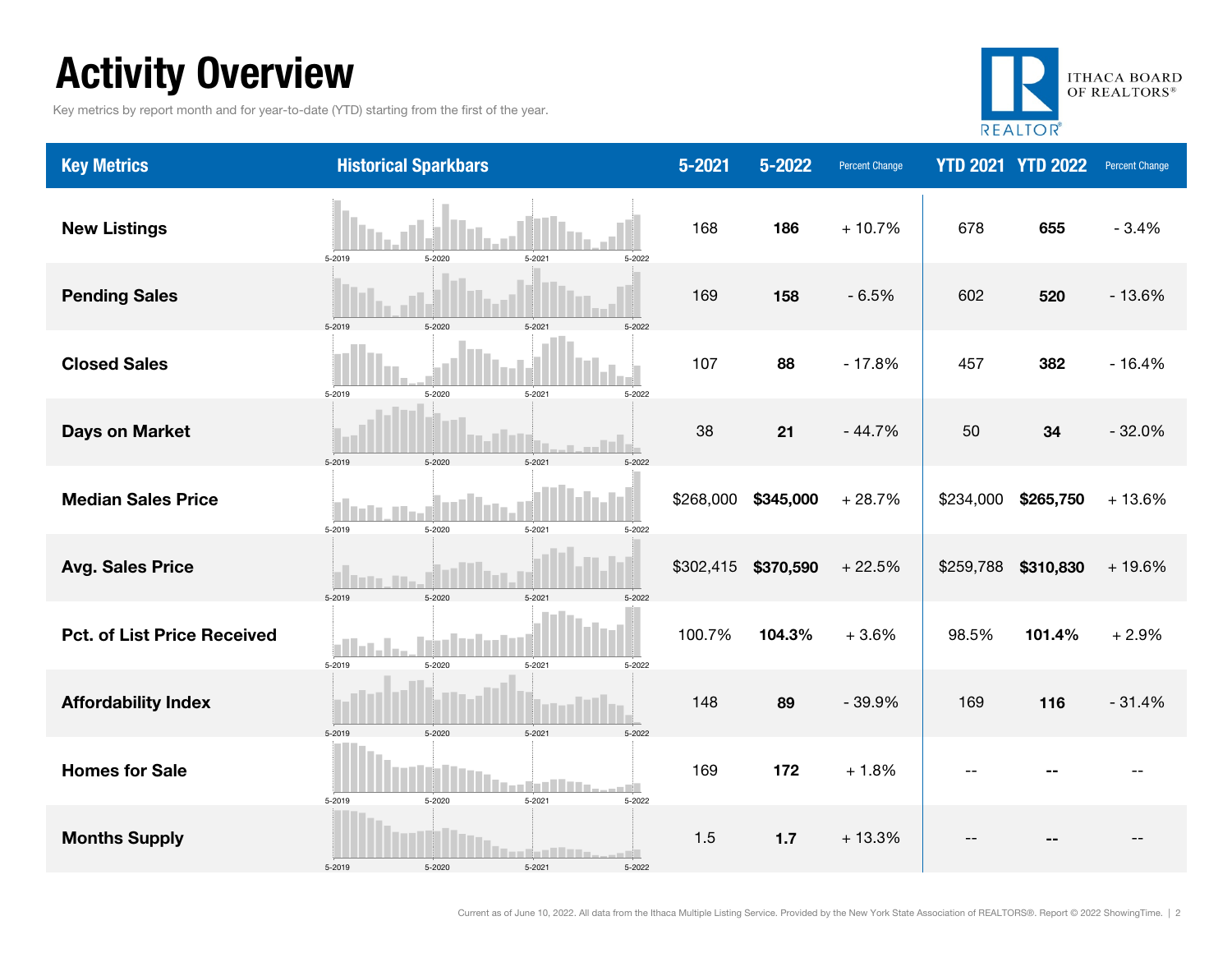# Activity Overview

Key metrics by report month and for year-to-date (YTD) starting from the first of the year.

| Key Metrics | Historical Sparkbars | 5-2021 | 5-2022 | Percent Change | YTD 2021 | YTD 2022 | Percent Change |
|---|---|---|---|---|---|---|---|
| **New Listings** | 5-2019 5-2020 5-2021 5-2022 | 168 | **186** | + 10.7% | 678 | **655** | - 3.4% |
| **Pending Sales** | 5-2019 5-2020 5-2021 5-2022 | 169 | **158** | - 6.5% | 602 | **520** | - 13.6% |
| **Closed Sales** | 5-2019 5-2020 5-2021 5-2022 | 107 | **88** | - 17.8% | 457 | **382** | - 16.4% |
| **Days on Market** | 5-2019 5-2020 5-2021 5-2022 | 38 | **21** | - 44.7% | 50 | **34** | - 32.0% |
| **Median Sales Price** | 5-2019 5-2020 5-2021 5-2022 | $268,000 | **$345,000** | + 28.7% | $234,000 | **$265,750** | + 13.6% |
| **Avg. Sales Price** | 5-2019 5-2020 5-2021 5-2022 | $302,415 | **$370,590** | + 22.5% | $259,788 | **$310,830** | + 19.6% |
| **Pct. of List Price Received** | 5-2019 5-2020 5-2021 5-2022 | 100.7% | **104.3%** | + 3.6% | 98.5% | **101.4%** | + 2.9% |
| **Affordability Index** | 5-2019 5-2020 5-2021 5-2022 | 148 | **89** | - 39.9% | 169 | **116** | - 31.4% |
| **Homes for Sale** | 5-2019 5-2020 5-2021 5-2022 | 169 | **172** | + 1.8% | -- | **--** | -- |
| **Months Supply** | 5-2019 5-2020 5-2021 5-2022 | 1.5 | **1.7** | + 13.3% | -- | **--** | -- |

Current as of June 10, 2022. All data from the Ithaca Multiple Listing Service. Provided by the New York State Association of REALTORS®. Report © 2022 ShowingTime.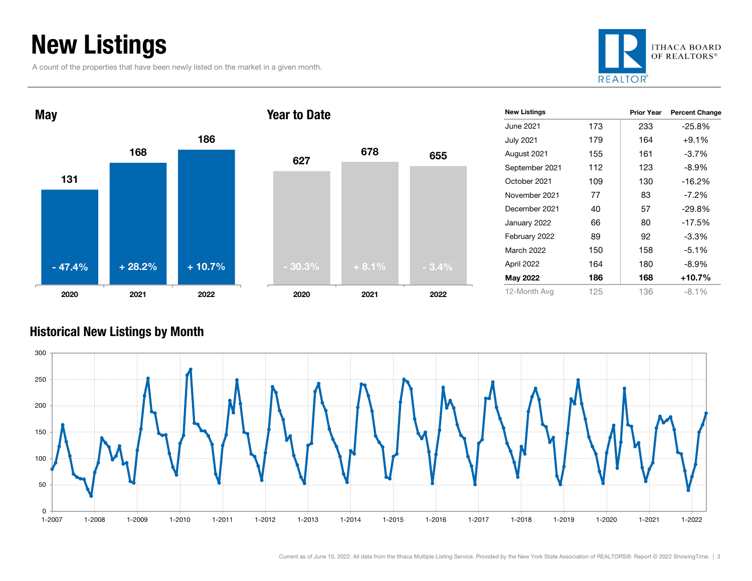# New Listings

A count of the properties that have been newly listed on the market in a given month.

ITHACA BOARD OF REALTORS®

## May

| | 2020 | 2021 | 2022 |
|---|---|---|---|
| New Listings | 131 | 168 | 186 |
| Change | - 47.4% | + 28.2% | + 10.7% |

## Year to Date

| | 2020 | 2021 | 2022 |
|---|---|---|---|
| New Listings | 627 | 678 | 655 |
| Change | - 30.3% | + 8.1% | - 3.4% |

| New Listings | | Prior Year | Percent Change |
|---|---|---|---|
| June 2021 | 173 | 233 | -25.8% |
| July 2021 | 179 | 164 | +9.1% |
| August 2021 | 155 | 161 | -3.7% |
| September 2021 | 112 | 123 | -8.9% |
| October 2021 | 109 | 130 | -16.2% |
| November 2021 | 77 | 83 | -7.2% |
| December 2021 | 40 | 57 | -29.8% |
| January 2022 | 66 | 80 | -17.5% |
| February 2022 | 89 | 92 | -3.3% |
| March 2022 | 150 | 158 | -5.1% |
| April 2022 | 164 | 180 | -8.9% |
| **May 2022** | **186** | **168** | **+10.7%** |
| 12-Month Avg | 125 | 136 | -8.1% |

## Historical New Listings by Month

Current as of June 10, 2022. All data from the Ithaca Multiple Listing Service. Provided by the New York State Association of REALTORS®. Report © 2022 ShowingTime.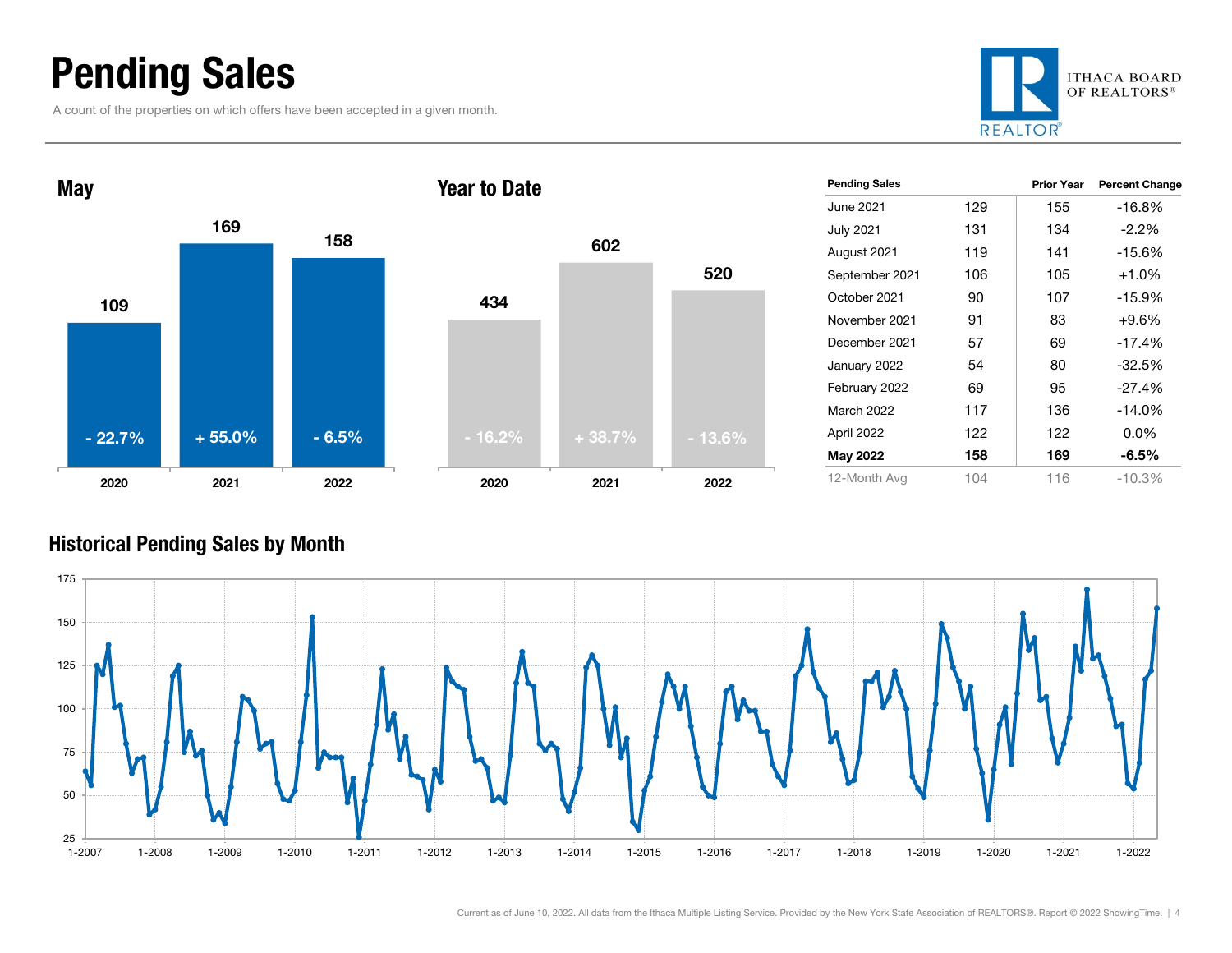# Pending Sales

A count of the properties on which offers have been accepted in a given month.

ITHACA BOARD OF REALTORS®

## May

| Year | Pending Sales | Change |
|---|---|---|
| 2020 | 109 | - 22.7% |
| 2021 | 169 | + 55.0% |
| 2022 | 158 | - 6.5% |

## Year to Date

| Year | Pending Sales | Change |
|---|---|---|
| 2020 | 434 | - 16.2% |
| 2021 | 602 | + 38.7% |
| 2022 | 520 | - 13.6% |

| Pending Sales | | Prior Year | Percent Change |
|---|---|---|---|
| June 2021 | 129 | 155 | -16.8% |
| July 2021 | 131 | 134 | -2.2% |
| August 2021 | 119 | 141 | -15.6% |
| September 2021 | 106 | 105 | +1.0% |
| October 2021 | 90 | 107 | -15.9% |
| November 2021 | 91 | 83 | +9.6% |
| December 2021 | 57 | 69 | -17.4% |
| January 2022 | 54 | 80 | -32.5% |
| February 2022 | 69 | 95 | -27.4% |
| March 2022 | 117 | 136 | -14.0% |
| April 2022 | 122 | 122 | 0.0% |
| **May 2022** | **158** | **169** | **-6.5%** |
| 12-Month Avg | 104 | 116 | -10.3% |

## Historical Pending Sales by Month

Current as of June 10, 2022. All data from the Ithaca Multiple Listing Service. Provided by the New York State Association of REALTORS®. Report © 2022 ShowingTime.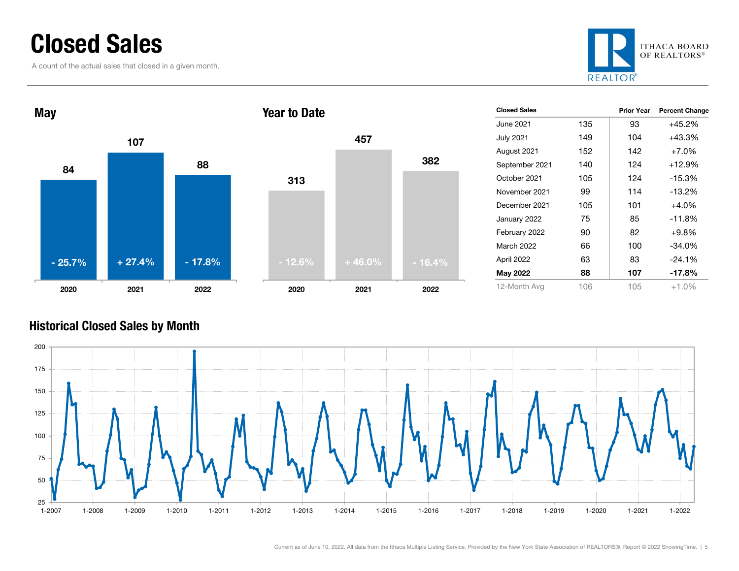# Closed Sales

A count of the actual sales that closed in a given month.

## May

| Year | Closed Sales | Change |
|---|---|---|
| 2020 | 84 | - 25.7% |
| 2021 | 107 | + 27.4% |
| 2022 | 88 | - 17.8% |

## Year to Date

| Year | Closed Sales | Change |
|---|---|---|
| 2020 | 313 | - 12.6% |
| 2021 | 457 | + 46.0% |
| 2022 | 382 | - 16.4% |

| Closed Sales | | Prior Year | Percent Change |
|---|---|---|---|
| June 2021 | 135 | 93 | +45.2% |
| July 2021 | 149 | 104 | +43.3% |
| August 2021 | 152 | 142 | +7.0% |
| September 2021 | 140 | 124 | +12.9% |
| October 2021 | 105 | 124 | -15.3% |
| November 2021 | 99 | 114 | -13.2% |
| December 2021 | 105 | 101 | +4.0% |
| January 2022 | 75 | 85 | -11.8% |
| February 2022 | 90 | 82 | +9.8% |
| March 2022 | 66 | 100 | -34.0% |
| April 2022 | 63 | 83 | -24.1% |
| **May 2022** | **88** | **107** | **-17.8%** |
| 12-Month Avg | 106 | 105 | +1.0% |

## Historical Closed Sales by Month

Current as of June 10, 2022. All data from the Ithaca Multiple Listing Service. Provided by the New York State Association of REALTORS®. Report © 2022 ShowingTime.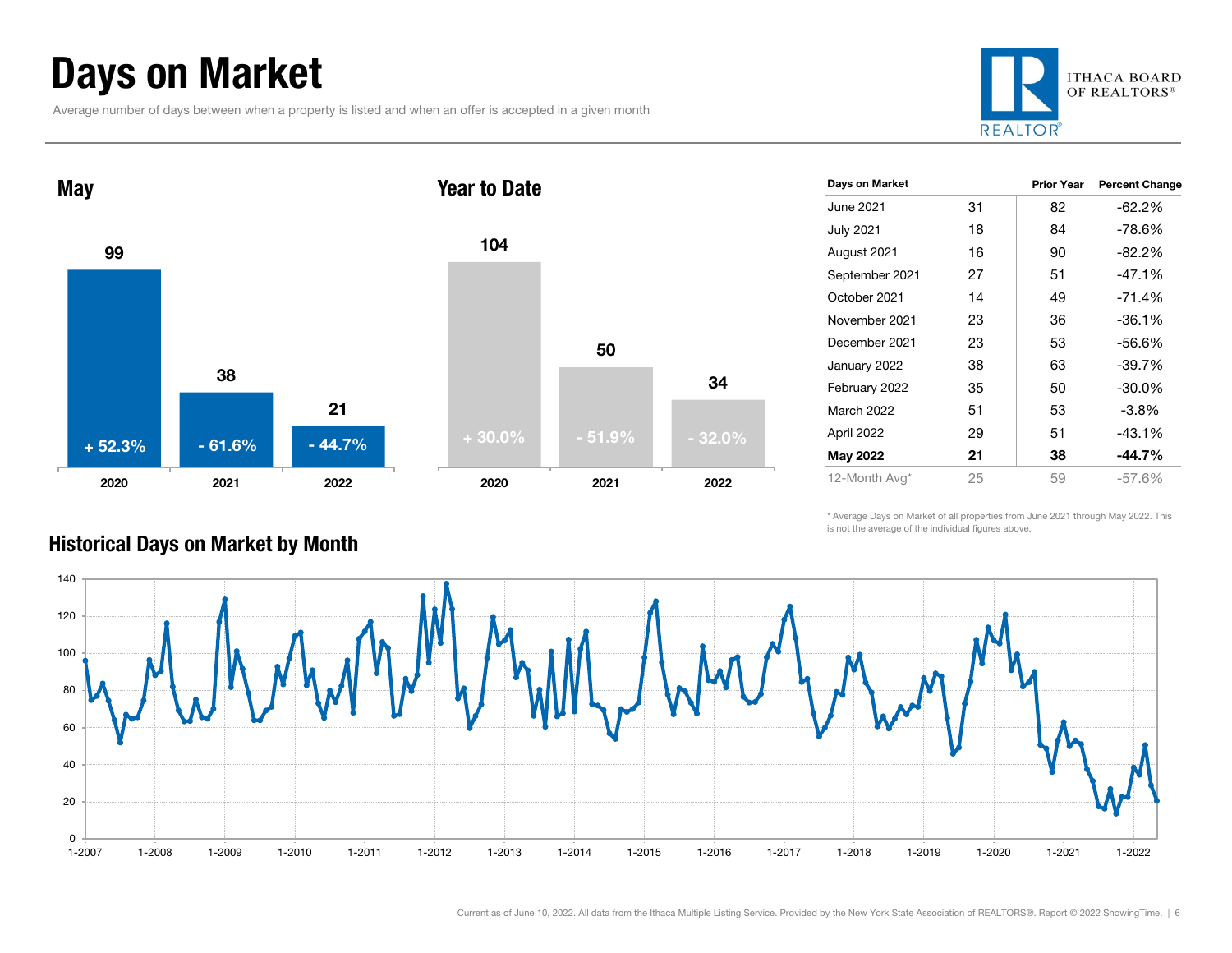# Days on Market

Average number of days between when a property is listed and when an offer is accepted in a given month

ITHACA BOARD OF REALTORS®

## May

| | 2020 | 2021 | 2022 |
|---|---|---|---|
| Days on Market | 99 | 38 | 21 |
| Change | + 52.3% | - 61.6% | - 44.7% |

## Year to Date

| | 2020 | 2021 | 2022 |
|---|---|---|---|
| Days on Market | 104 | 50 | 34 |
| Change | + 30.0% | - 51.9% | - 32.0% |

| Days on Market | | Prior Year | Percent Change |
|---|---|---|---|
| June 2021 | 31 | 82 | -62.2% |
| July 2021 | 18 | 84 | -78.6% |
| August 2021 | 16 | 90 | -82.2% |
| September 2021 | 27 | 51 | -47.1% |
| October 2021 | 14 | 49 | -71.4% |
| November 2021 | 23 | 36 | -36.1% |
| December 2021 | 23 | 53 | -56.6% |
| January 2022 | 38 | 63 | -39.7% |
| February 2022 | 35 | 50 | -30.0% |
| March 2022 | 51 | 53 | -3.8% |
| April 2022 | 29 | 51 | -43.1% |
| **May 2022** | **21** | **38** | **-44.7%** |
| 12-Month Avg* | 25 | 59 | -57.6% |

* Average Days on Market of all properties from June 2021 through May 2022. This is not the average of the individual figures above.

## Historical Days on Market by Month

Current as of June 10, 2022. All data from the Ithaca Multiple Listing Service. Provided by the New York State Association of REALTORS®. Report © 2022 ShowingTime.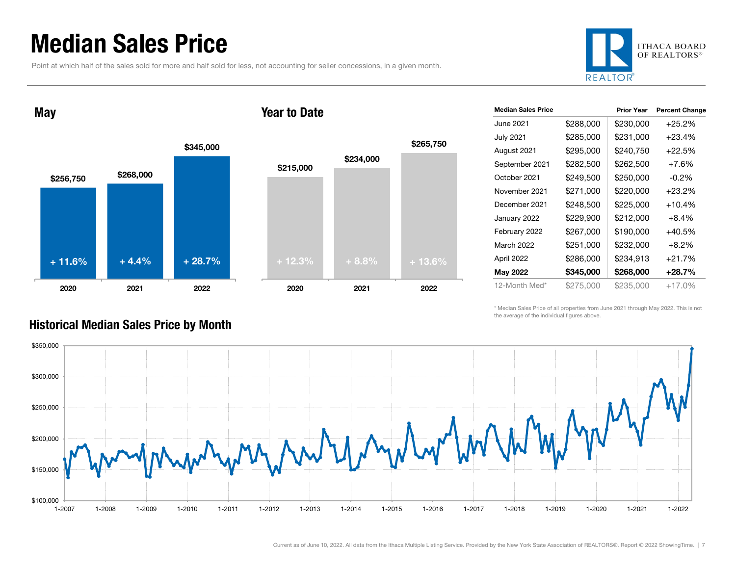# Median Sales Price

Point at which half of the sales sold for more and half sold for less, not accounting for seller concessions, in a given month.

## May

| Year | Median Sales Price | Change |
|---|---|---|
| 2020 | $256,750 | + 11.6% |
| 2021 | $268,000 | + 4.4% |
| 2022 | $345,000 | + 28.7% |

## Year to Date

| Year | Median Sales Price | Change |
|---|---|---|
| 2020 | $215,000 | + 12.3% |
| 2021 | $234,000 | + 8.8% |
| 2022 | $265,750 | + 13.6% |

| Median Sales Price | | Prior Year | Percent Change |
|---|---|---|---|
| June 2021 | $288,000 | $230,000 | +25.2% |
| July 2021 | $285,000 | $231,000 | +23.4% |
| August 2021 | $295,000 | $240,750 | +22.5% |
| September 2021 | $282,500 | $262,500 | +7.6% |
| October 2021 | $249,500 | $250,000 | -0.2% |
| November 2021 | $271,000 | $220,000 | +23.2% |
| December 2021 | $248,500 | $225,000 | +10.4% |
| January 2022 | $229,900 | $212,000 | +8.4% |
| February 2022 | $267,000 | $190,000 | +40.5% |
| March 2022 | $251,000 | $232,000 | +8.2% |
| April 2022 | $286,000 | $234,913 | +21.7% |
| **May 2022** | **$345,000** | **$268,000** | **+28.7%** |
| 12-Month Med* | $275,000 | $235,000 | +17.0% |

\* Median Sales Price of all properties from June 2021 through May 2022. This is not the average of the individual figures above.

## Historical Median Sales Price by Month

Current as of June 10, 2022. All data from the Ithaca Multiple Listing Service. Provided by the New York State Association of REALTORS®. Report © 2022 ShowingTime.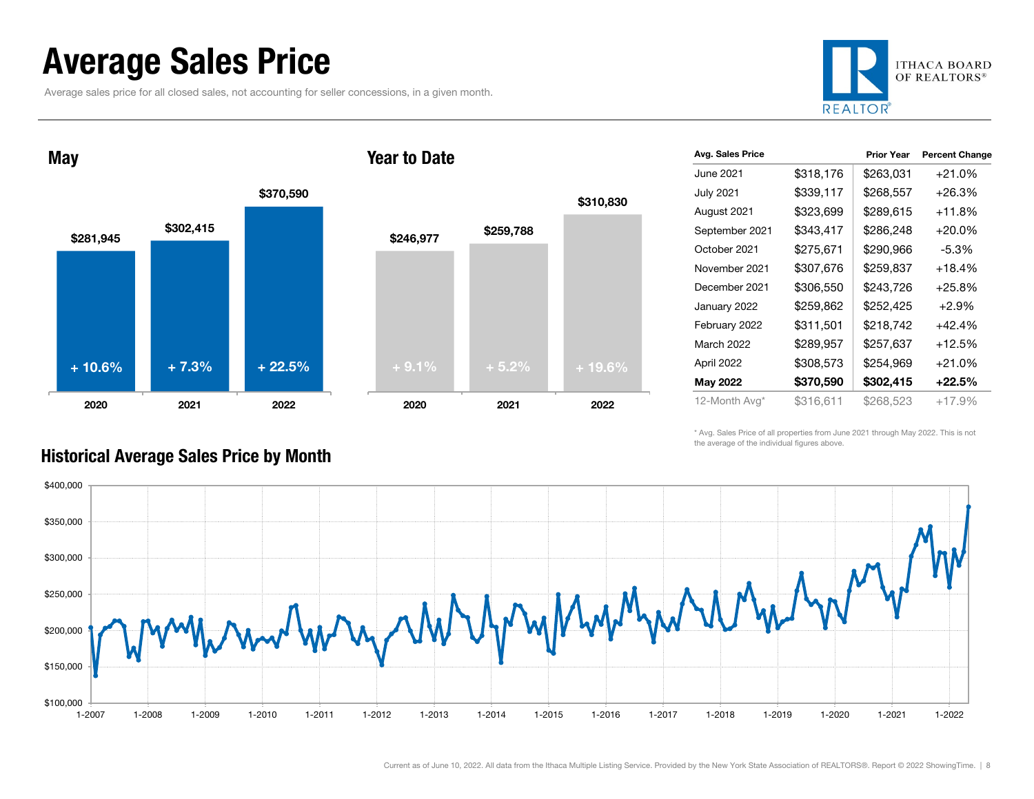# Average Sales Price

Average sales price for all closed sales, not accounting for seller concessions, in a given month.

## May

| Year | Average Sales Price | Change |
| --- | --- | --- |
| 2020 | $281,945 | + 10.6% |
| 2021 | $302,415 | + 7.3% |
| 2022 | $370,590 | + 22.5% |

## Year to Date

| Year | Average Sales Price | Change |
| --- | --- | --- |
| 2020 | $246,977 | + 9.1% |
| 2021 | $259,788 | + 5.2% |
| 2022 | $310,830 | + 19.6% |

| Avg. Sales Price | | Prior Year | Percent Change |
| --- | --- | --- | --- |
| June 2021 | $318,176 | $263,031 | +21.0% |
| July 2021 | $339,117 | $268,557 | +26.3% |
| August 2021 | $323,699 | $289,615 | +11.8% |
| September 2021 | $343,417 | $286,248 | +20.0% |
| October 2021 | $275,671 | $290,966 | -5.3% |
| November 2021 | $307,676 | $259,837 | +18.4% |
| December 2021 | $306,550 | $243,726 | +25.8% |
| January 2022 | $259,862 | $252,425 | +2.9% |
| February 2022 | $311,501 | $218,742 | +42.4% |
| March 2022 | $289,957 | $257,637 | +12.5% |
| April 2022 | $308,573 | $254,969 | +21.0% |
| **May 2022** | **$370,590** | **$302,415** | **+22.5%** |
| 12-Month Avg* | $316,611 | $268,523 | +17.9% |

\* Avg. Sales Price of all properties from June 2021 through May 2022. This is not the average of the individual figures above.

## Historical Average Sales Price by Month

Current as of June 10, 2022. All data from the Ithaca Multiple Listing Service. Provided by the New York State Association of REALTORS®. Report © 2022 ShowingTime.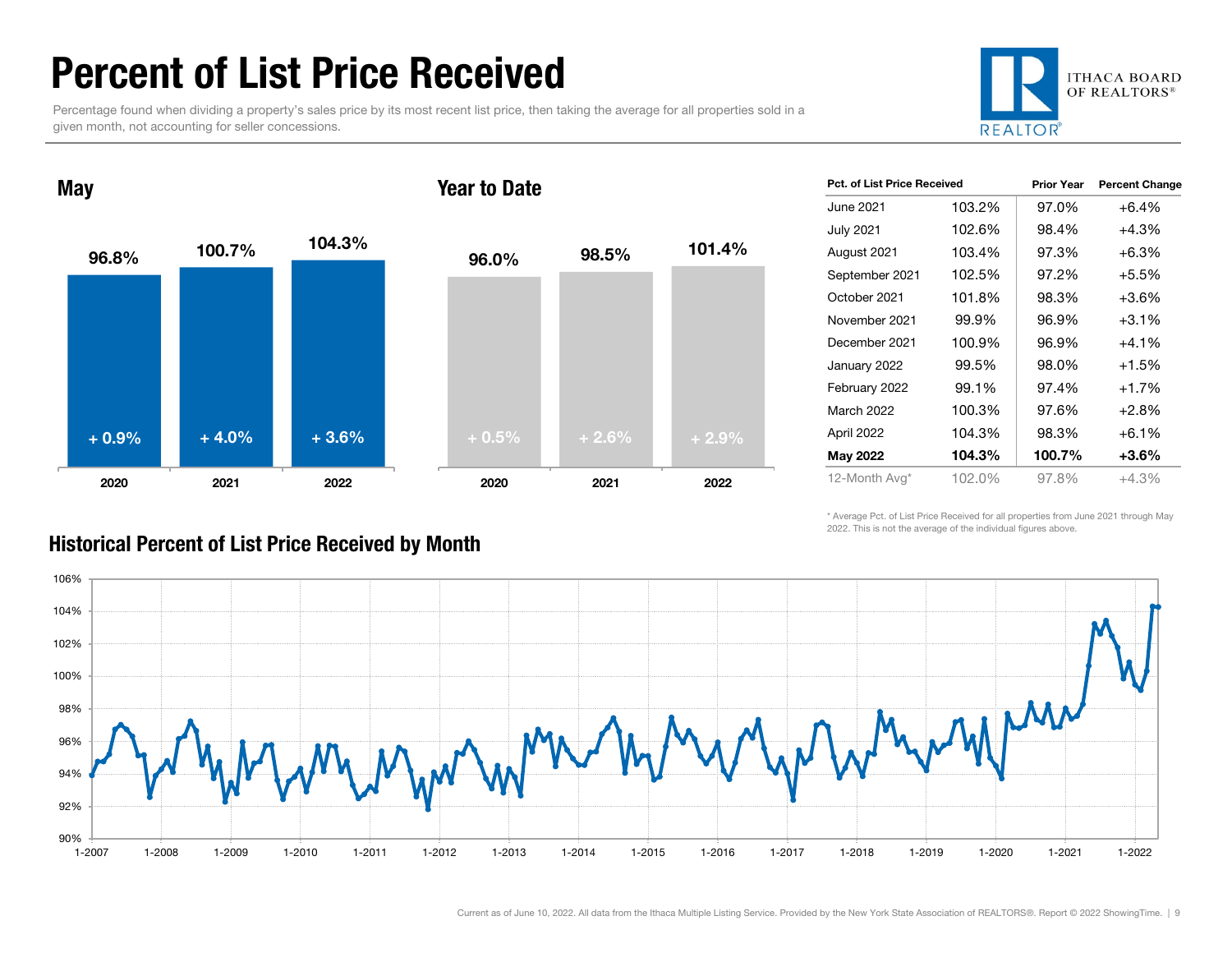# Percent of List Price Received

Percentage found when dividing a property's sales price by its most recent list price, then taking the average for all properties sold in a given month, not accounting for seller concessions.

ITHACA BOARD OF REALTORS®

## May

| | 2020 | 2021 | 2022 |
|---|---|---|---|
| Pct. of List Price Received | 96.8% | 100.7% | 104.3% |
| Change | + 0.9% | + 4.0% | + 3.6% |

## Year to Date

| | 2020 | 2021 | 2022 |
|---|---|---|---|
| Pct. of List Price Received | 96.0% | 98.5% | 101.4% |
| Change | + 0.5% | + 2.6% | + 2.9% |

| Pct. of List Price Received | | Prior Year | Percent Change |
|---|---|---|---|
| June 2021 | 103.2% | 97.0% | +6.4% |
| July 2021 | 102.6% | 98.4% | +4.3% |
| August 2021 | 103.4% | 97.3% | +6.3% |
| September 2021 | 102.5% | 97.2% | +5.5% |
| October 2021 | 101.8% | 98.3% | +3.6% |
| November 2021 | 99.9% | 96.9% | +3.1% |
| December 2021 | 100.9% | 96.9% | +4.1% |
| January 2022 | 99.5% | 98.0% | +1.5% |
| February 2022 | 99.1% | 97.4% | +1.7% |
| March 2022 | 100.3% | 97.6% | +2.8% |
| April 2022 | 104.3% | 98.3% | +6.1% |
| **May 2022** | **104.3%** | **100.7%** | **+3.6%** |
| 12-Month Avg* | 102.0% | 97.8% | +4.3% |

\* Average Pct. of List Price Received for all properties from June 2021 through May 2022. This is not the average of the individual figures above.

## Historical Percent of List Price Received by Month

Current as of June 10, 2022. All data from the Ithaca Multiple Listing Service. Provided by the New York State Association of REALTORS®. Report © 2022 ShowingTime.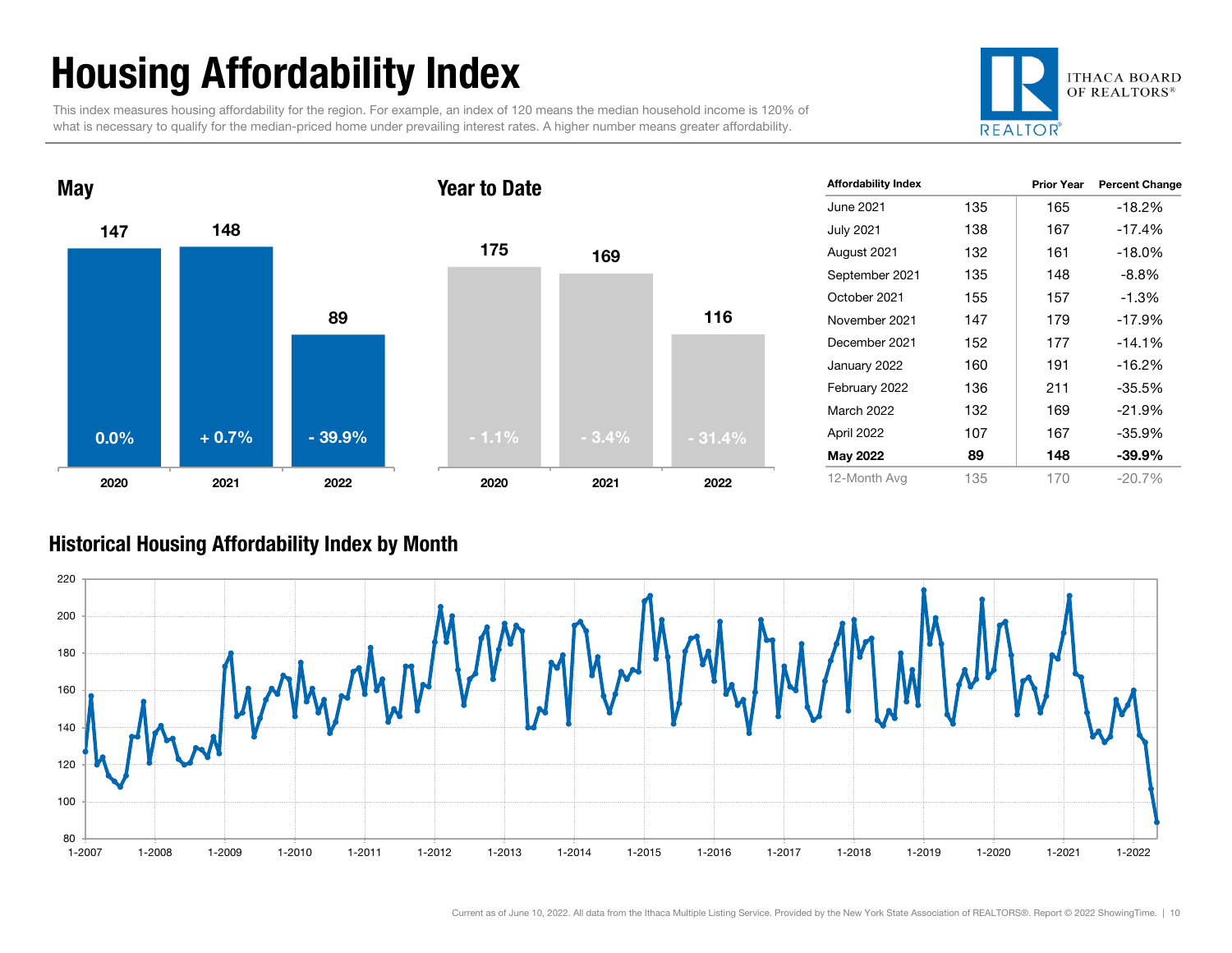# Housing Affordability Index

This index measures housing affordability for the region. For example, an index of 120 means the median household income is 120% of what is necessary to qualify for the median-priced home under prevailing interest rates. A higher number means greater affordability.

ITHACA BOARD OF REALTORS®

## May

| | 2020 | 2021 | 2022 |
|---|---|---|---|
| Index | 147 | 148 | 89 |
| Change | 0.0% | + 0.7% | - 39.9% |

## Year to Date

| | 2020 | 2021 | 2022 |
|---|---|---|---|
| Index | 175 | 169 | 116 |
| Change | - 1.1% | - 3.4% | - 31.4% |

| Affordability Index | | Prior Year | Percent Change |
|---|---|---|---|
| June 2021 | 135 | 165 | -18.2% |
| July 2021 | 138 | 167 | -17.4% |
| August 2021 | 132 | 161 | -18.0% |
| September 2021 | 135 | 148 | -8.8% |
| October 2021 | 155 | 157 | -1.3% |
| November 2021 | 147 | 179 | -17.9% |
| December 2021 | 152 | 177 | -14.1% |
| January 2022 | 160 | 191 | -16.2% |
| February 2022 | 136 | 211 | -35.5% |
| March 2022 | 132 | 169 | -21.9% |
| April 2022 | 107 | 167 | -35.9% |
| **May 2022** | **89** | **148** | **-39.9%** |
| 12-Month Avg | 135 | 170 | -20.7% |

## Historical Housing Affordability Index by Month

Current as of June 10, 2022. All data from the Ithaca Multiple Listing Service. Provided by the New York State Association of REALTORS®. Report © 2022 ShowingTime.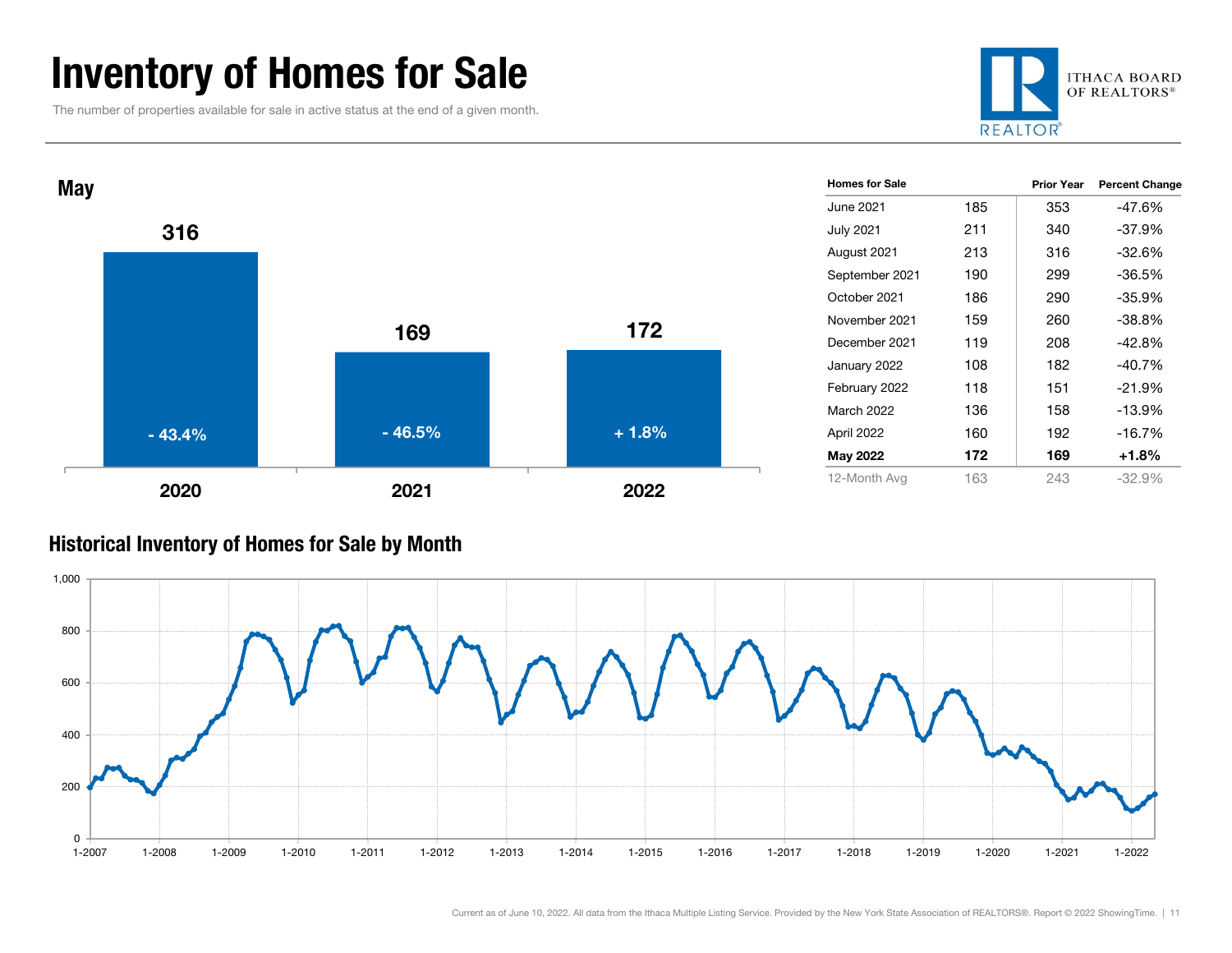# Inventory of Homes for Sale

The number of properties available for sale in active status at the end of a given month.

## May

| Year | Homes for Sale | Percent Change |
|---|---|---|
| 2020 | 316 | - 43.4% |
| 2021 | 169 | - 46.5% |
| 2022 | 172 | + 1.8% |

| Homes for Sale | | Prior Year | Percent Change |
|---|---|---|---|
| June 2021 | 185 | 353 | -47.6% |
| July 2021 | 211 | 340 | -37.9% |
| August 2021 | 213 | 316 | -32.6% |
| September 2021 | 190 | 299 | -36.5% |
| October 2021 | 186 | 290 | -35.9% |
| November 2021 | 159 | 260 | -38.8% |
| December 2021 | 119 | 208 | -42.8% |
| January 2022 | 108 | 182 | -40.7% |
| February 2022 | 118 | 151 | -21.9% |
| March 2022 | 136 | 158 | -13.9% |
| April 2022 | 160 | 192 | -16.7% |
| **May 2022** | **172** | **169** | **+1.8%** |
| 12-Month Avg | 163 | 243 | -32.9% |

## Historical Inventory of Homes for Sale by Month

Current as of June 10, 2022. All data from the Ithaca Multiple Listing Service. Provided by the New York State Association of REALTORS®. Report © 2022 ShowingTime.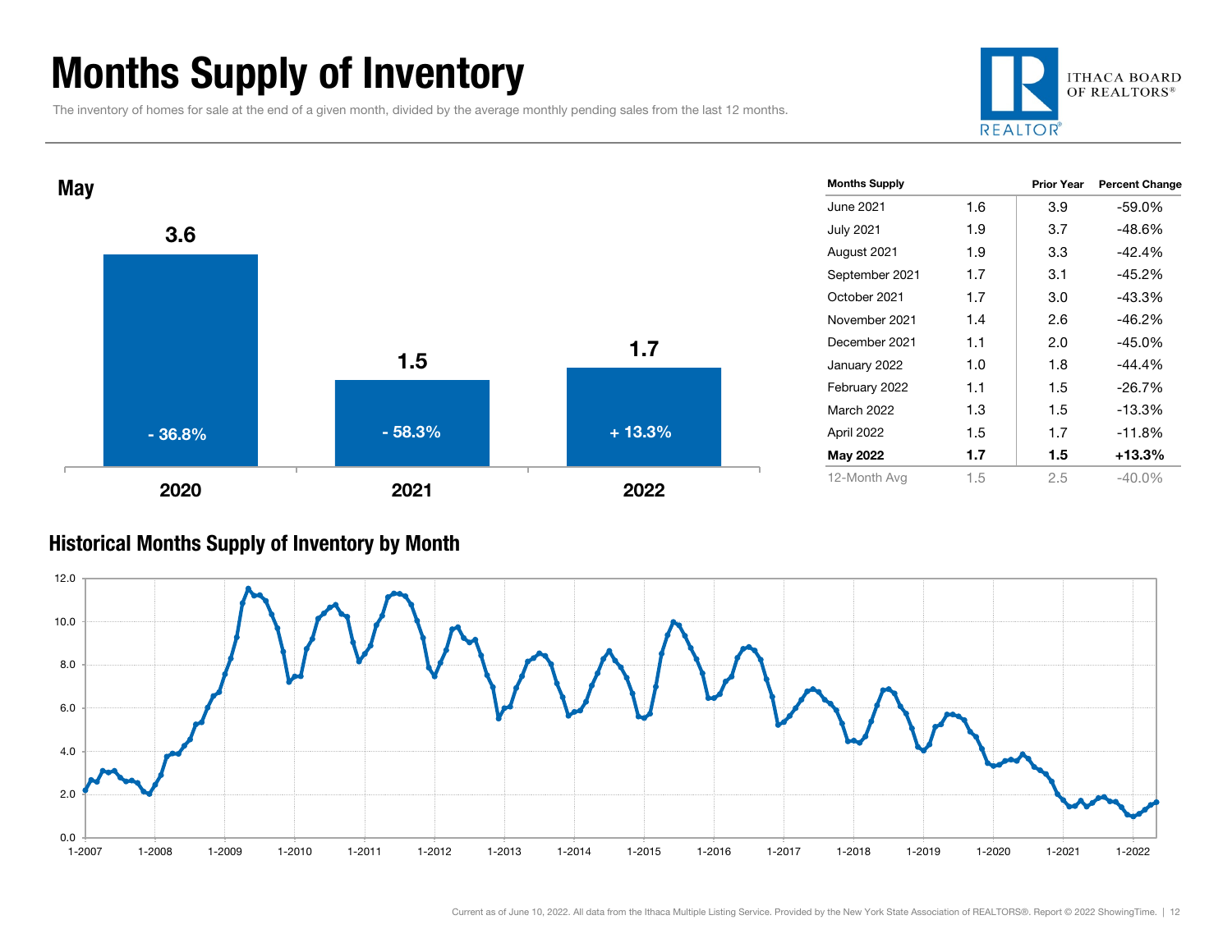# Months Supply of Inventory

The inventory of homes for sale at the end of a given month, divided by the average monthly pending sales from the last 12 months.

ITHACA BOARD OF REALTORS®

## May

| Year | Months Supply | Percent Change |
|---|---|---|
| 2020 | 3.6 | - 36.8% |
| 2021 | 1.5 | - 58.3% |
| 2022 | 1.7 | + 13.3% |

| Months Supply | | Prior Year | Percent Change |
|---|---|---|---|
| June 2021 | 1.6 | 3.9 | -59.0% |
| July 2021 | 1.9 | 3.7 | -48.6% |
| August 2021 | 1.9 | 3.3 | -42.4% |
| September 2021 | 1.7 | 3.1 | -45.2% |
| October 2021 | 1.7 | 3.0 | -43.3% |
| November 2021 | 1.4 | 2.6 | -46.2% |
| December 2021 | 1.1 | 2.0 | -45.0% |
| January 2022 | 1.0 | 1.8 | -44.4% |
| February 2022 | 1.1 | 1.5 | -26.7% |
| March 2022 | 1.3 | 1.5 | -13.3% |
| April 2022 | 1.5 | 1.7 | -11.8% |
| **May 2022** | **1.7** | **1.5** | **+13.3%** |
| 12-Month Avg | 1.5 | 2.5 | -40.0% |

## Historical Months Supply of Inventory by Month

Current as of June 10, 2022. All data from the Ithaca Multiple Listing Service. Provided by the New York State Association of REALTORS®. Report © 2022 ShowingTime.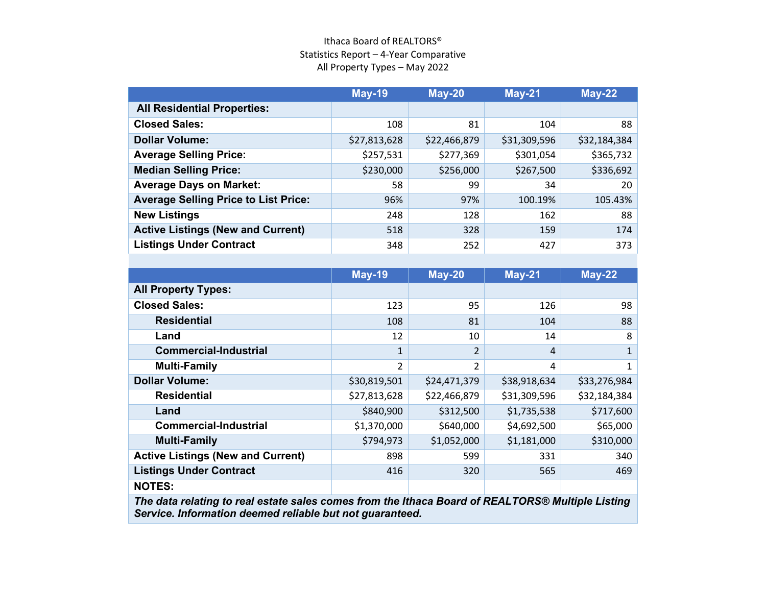Ithaca Board of REALTORS®
Statistics Report – 4-Year Comparative
All Property Types – May 2022

| | May-19 | May-20 | May-21 | May-22 |
|---|---|---|---|---|
| **All Residential Properties:** | | | | |
| **Closed Sales:** | 108 | 81 | 104 | 88 |
| **Dollar Volume:** | $27,813,628 | $22,466,879 | $31,309,596 | $32,184,384 |
| **Average Selling Price:** | $257,531 | $277,369 | $301,054 | $365,732 |
| **Median Selling Price:** | $230,000 | $256,000 | $267,500 | $336,692 |
| **Average Days on Market:** | 58 | 99 | 34 | 20 |
| **Average Selling Price to List Price:** | 96% | 97% | 100.19% | 105.43% |
| **New Listings** | 248 | 128 | 162 | 88 |
| **Active Listings (New and Current)** | 518 | 328 | 159 | 174 |
| **Listings Under Contract** | 348 | 252 | 427 | 373 |

| | May-19 | May-20 | May-21 | May-22 |
|---|---|---|---|---|
| **All Property Types:** | | | | |
| **Closed Sales:** | 123 | 95 | 126 | 98 |
| **Residential** | 108 | 81 | 104 | 88 |
| **Land** | 12 | 10 | 14 | 8 |
| **Commercial-Industrial** | 1 | 2 | 4 | 1 |
| **Multi-Family** | 2 | 2 | 4 | 1 |
| **Dollar Volume:** | $30,819,501 | $24,471,379 | $38,918,634 | $33,276,984 |
| **Residential** | $27,813,628 | $22,466,879 | $31,309,596 | $32,184,384 |
| **Land** | $840,900 | $312,500 | $1,735,538 | $717,600 |
| **Commercial-Industrial** | $1,370,000 | $640,000 | $4,692,500 | $65,000 |
| **Multi-Family** | $794,973 | $1,052,000 | $1,181,000 | $310,000 |
| **Active Listings (New and Current)** | 898 | 599 | 331 | 340 |
| **Listings Under Contract** | 416 | 320 | 565 | 469 |
| **NOTES:** | | | | |

***The data relating to real estate sales comes from the Ithaca Board of REALTORS® Multiple Listing Service. Information deemed reliable but not guaranteed.***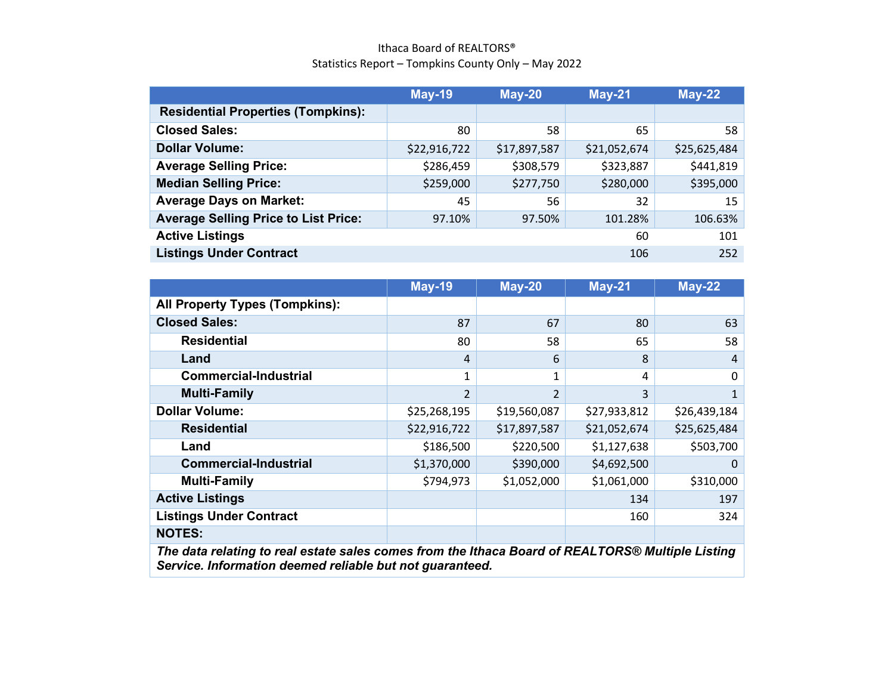Ithaca Board of REALTORS®
Statistics Report – Tompkins County Only – May 2022

| | May-19 | May-20 | May-21 | May-22 |
|---|---|---|---|---|
| **Residential Properties (Tompkins):** | | | | |
| **Closed Sales:** | 80 | 58 | 65 | 58 |
| **Dollar Volume:** | $22,916,722 | $17,897,587 | $21,052,674 | $25,625,484 |
| **Average Selling Price:** | $286,459 | $308,579 | $323,887 | $441,819 |
| **Median Selling Price:** | $259,000 | $277,750 | $280,000 | $395,000 |
| **Average Days on Market:** | 45 | 56 | 32 | 15 |
| **Average Selling Price to List Price:** | 97.10% | 97.50% | 101.28% | 106.63% |
| **Active Listings** | | | 60 | 101 |
| **Listings Under Contract** | | | 106 | 252 |

| | May-19 | May-20 | May-21 | May-22 |
|---|---|---|---|---|
| **All Property Types (Tompkins):** | | | | |
| **Closed Sales:** | 87 | 67 | 80 | 63 |
| **Residential** | 80 | 58 | 65 | 58 |
| **Land** | 4 | 6 | 8 | 4 |
| **Commercial-Industrial** | 1 | 1 | 4 | 0 |
| **Multi-Family** | 2 | 2 | 3 | 1 |
| **Dollar Volume:** | $25,268,195 | $19,560,087 | $27,933,812 | $26,439,184 |
| **Residential** | $22,916,722 | $17,897,587 | $21,052,674 | $25,625,484 |
| **Land** | $186,500 | $220,500 | $1,127,638 | $503,700 |
| **Commercial-Industrial** | $1,370,000 | $390,000 | $4,692,500 | 0 |
| **Multi-Family** | $794,973 | $1,052,000 | $1,061,000 | $310,000 |
| **Active Listings** | | | 134 | 197 |
| **Listings Under Contract** | | | 160 | 324 |
| **NOTES:** | | | | |

***The data relating to real estate sales comes from the Ithaca Board of REALTORS® Multiple Listing Service. Information deemed reliable but not guaranteed.***